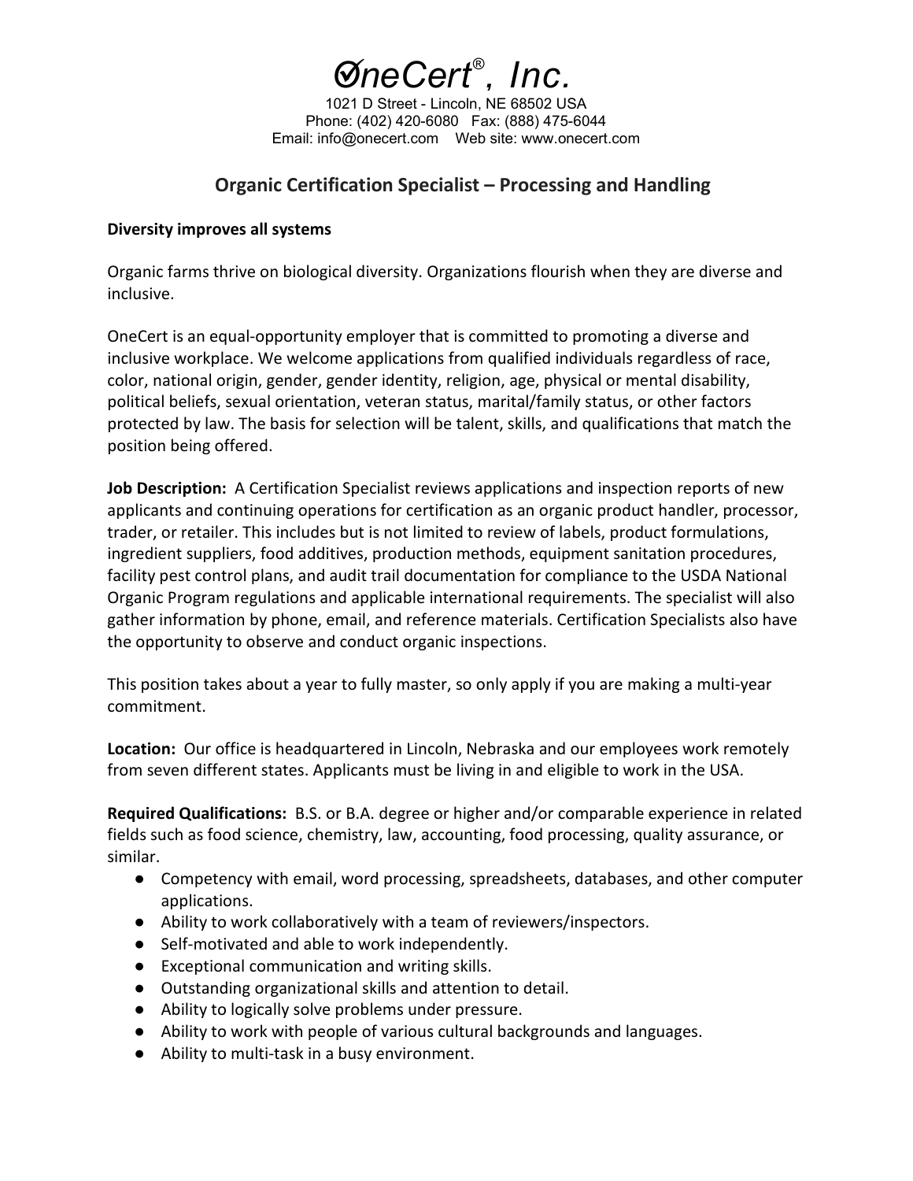# ØneCert®, Inc.

1021 D Street - Lincoln, NE 68502 USA
Phone: (402) 420-6080 Fax: (888) 475-6044
Email: info@onecert.com Web site: www.onecert.com

## Organic Certification Specialist – Processing and Handling

**Diversity improves all systems**

Organic farms thrive on biological diversity. Organizations flourish when they are diverse and inclusive.

OneCert is an equal-opportunity employer that is committed to promoting a diverse and inclusive workplace. We welcome applications from qualified individuals regardless of race, color, national origin, gender, gender identity, religion, age, physical or mental disability, political beliefs, sexual orientation, veteran status, marital/family status, or other factors protected by law. The basis for selection will be talent, skills, and qualifications that match the position being offered.

**Job Description:** A Certification Specialist reviews applications and inspection reports of new applicants and continuing operations for certification as an organic product handler, processor, trader, or retailer. This includes but is not limited to review of labels, product formulations, ingredient suppliers, food additives, production methods, equipment sanitation procedures, facility pest control plans, and audit trail documentation for compliance to the USDA National Organic Program regulations and applicable international requirements. The specialist will also gather information by phone, email, and reference materials. Certification Specialists also have the opportunity to observe and conduct organic inspections.

This position takes about a year to fully master, so only apply if you are making a multi-year commitment.

**Location:** Our office is headquartered in Lincoln, Nebraska and our employees work remotely from seven different states. Applicants must be living in and eligible to work in the USA.

**Required Qualifications:** B.S. or B.A. degree or higher and/or comparable experience in related fields such as food science, chemistry, law, accounting, food processing, quality assurance, or similar.

- Competency with email, word processing, spreadsheets, databases, and other computer applications.
- Ability to work collaboratively with a team of reviewers/inspectors.
- Self-motivated and able to work independently.
- Exceptional communication and writing skills.
- Outstanding organizational skills and attention to detail.
- Ability to logically solve problems under pressure.
- Ability to work with people of various cultural backgrounds and languages.
- Ability to multi-task in a busy environment.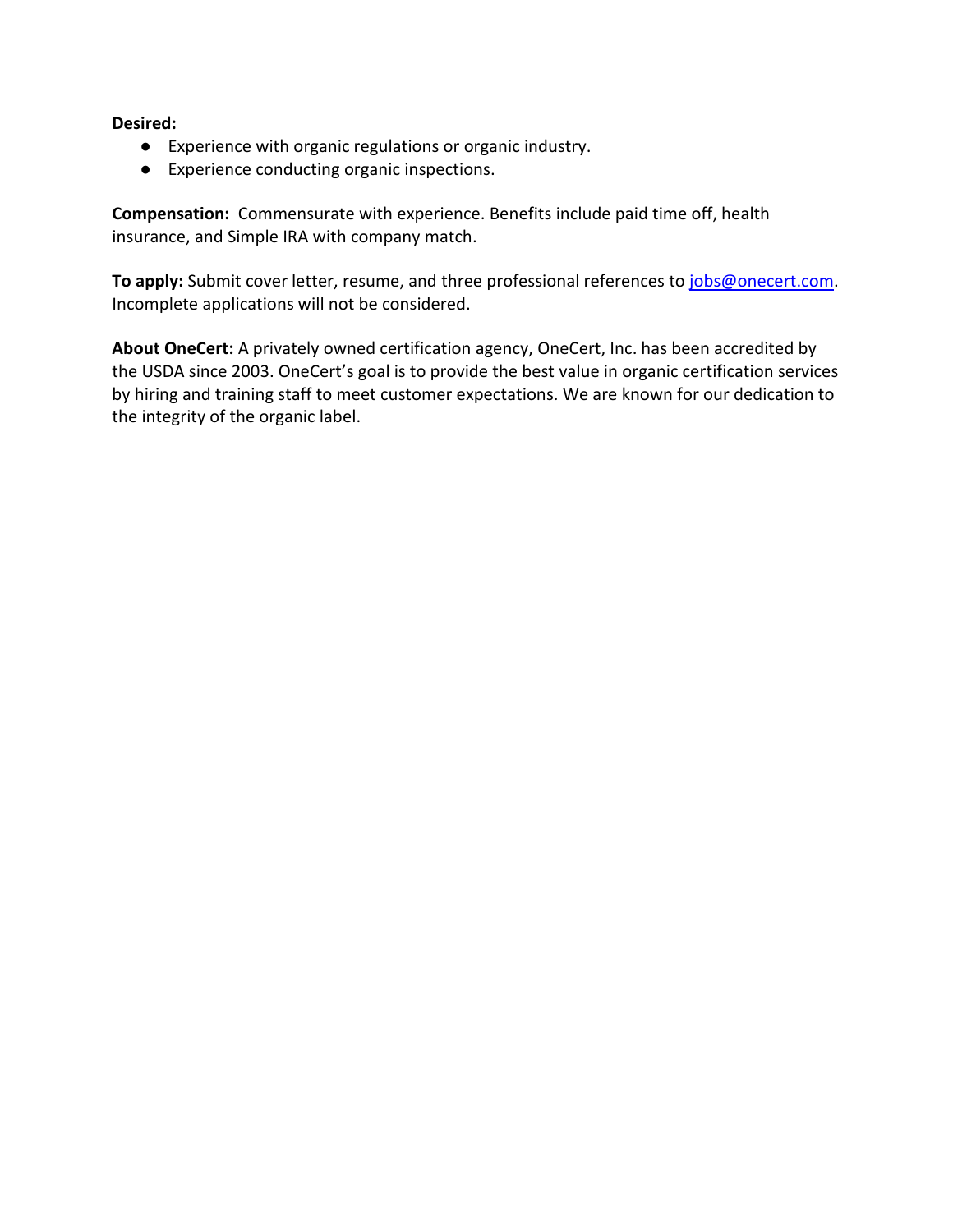**Desired:**

- Experience with organic regulations or organic industry.
- Experience conducting organic inspections.

**Compensation:** Commensurate with experience. Benefits include paid time off, health insurance, and Simple IRA with company match.

**To apply:** Submit cover letter, resume, and three professional references to jobs@onecert.com. Incomplete applications will not be considered.

**About OneCert:** A privately owned certification agency, OneCert, Inc. has been accredited by the USDA since 2003. OneCert's goal is to provide the best value in organic certification services by hiring and training staff to meet customer expectations. We are known for our dedication to the integrity of the organic label.